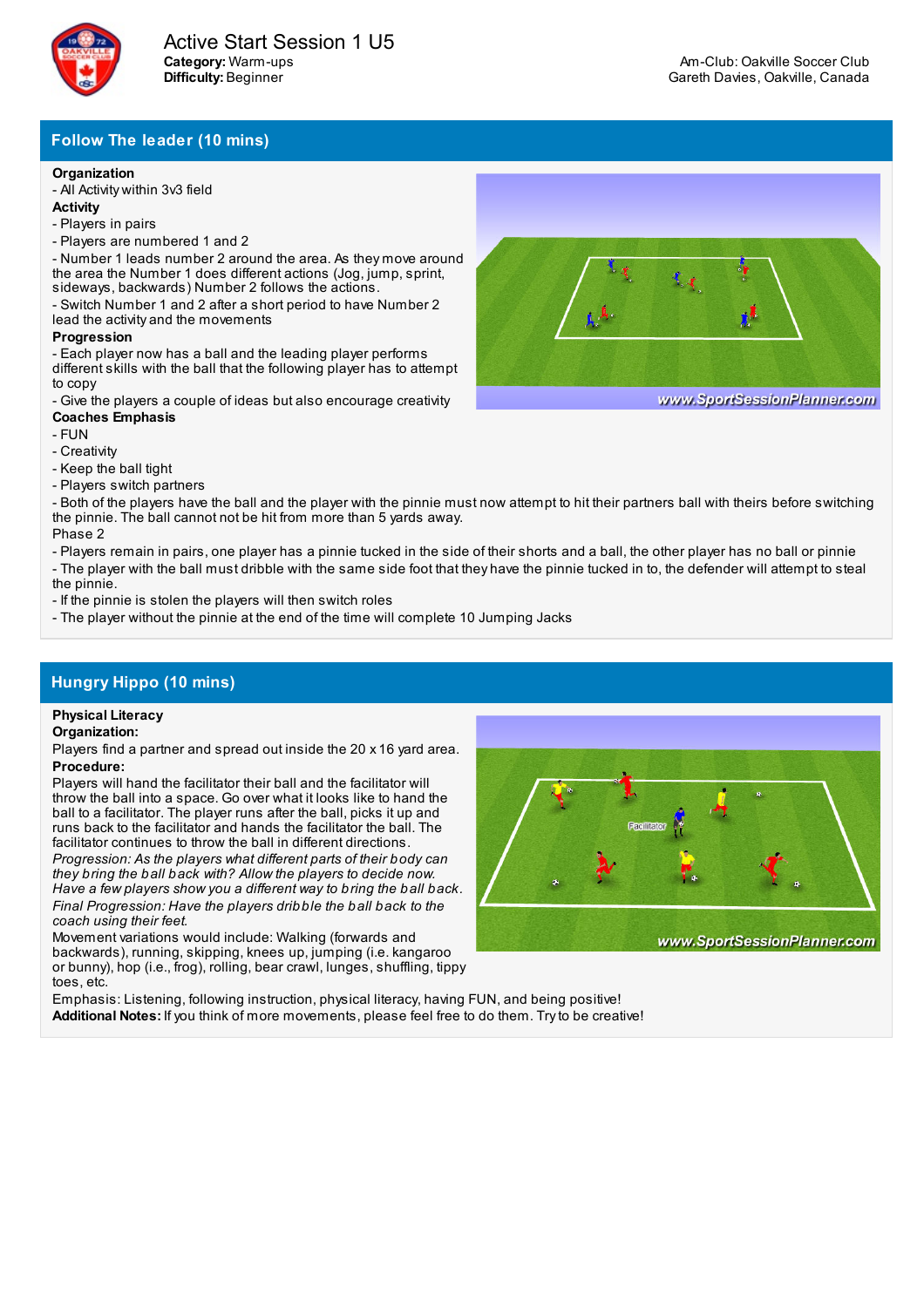# Active Start Session 1 U5

**Category:** Warm-ups
**Difficulty:** Beginner

Am-Club: Oakville Soccer Club
Gareth Davies, Oakville, Canada

## Follow The leader (10 mins)

**Organization**
- All Activity within 3v3 field

**Activity**
- Players in pairs
- Players are numbered 1 and 2
- Number 1 leads number 2 around the area. As they move around the area the Number 1 does different actions (Jog, jump, sprint, sideways, backwards) Number 2 follows the actions.
- Switch Number 1 and 2 after a short period to have Number 2 lead the activity and the movements

**Progression**
- Each player now has a ball and the leading player performs different skills with the ball that the following player has to attempt to copy
- Give the players a couple of ideas but also encourage creativity

**Coaches Emphasis**
- FUN
- Creativity
- Keep the ball tight
- Players switch partners
- Both of the players have the ball and the player with the pinnie must now attempt to hit their partners ball with theirs before switching the pinnie. The ball cannot not be hit from more than 5 yards away.

Phase 2
- Players remain in pairs, one player has a pinnie tucked in the side of their shorts and a ball, the other player has no ball or pinnie
- The player with the ball must dribble with the same side foot that they have the pinnie tucked in to, the defender will attempt to steal the pinnie.
- If the pinnie is stolen the players will then switch roles
- The player without the pinnie at the end of the time will complete 10 Jumping Jacks

## Hungry Hippo (10 mins)

**Physical Literacy**
**Organization:**
Players find a partner and spread out inside the 20 x 16 yard area.
**Procedure:**
Players will hand the facilitator their ball and the facilitator will throw the ball into a space. Go over what it looks like to hand the ball to a facilitator. The player runs after the ball, picks it up and runs back to the facilitator and hands the facilitator the ball. The facilitator continues to throw the ball in different directions.
*Progression: As the players what different parts of their body can they bring the ball back with? Allow the players to decide now. Have a few players show you a different way to bring the ball back.*
*Final Progression: Have the players dribble the ball back to the coach using their feet.*
Movement variations would include: Walking (forwards and backwards), running, skipping, knees up, jumping (i.e. kangaroo or bunny), hop (i.e., frog), rolling, bear crawl, lunges, shuffling, tippy toes, etc.
Emphasis: Listening, following instruction, physical literacy, having FUN, and being positive!
**Additional Notes:** If you think of more movements, please feel free to do them. Try to be creative!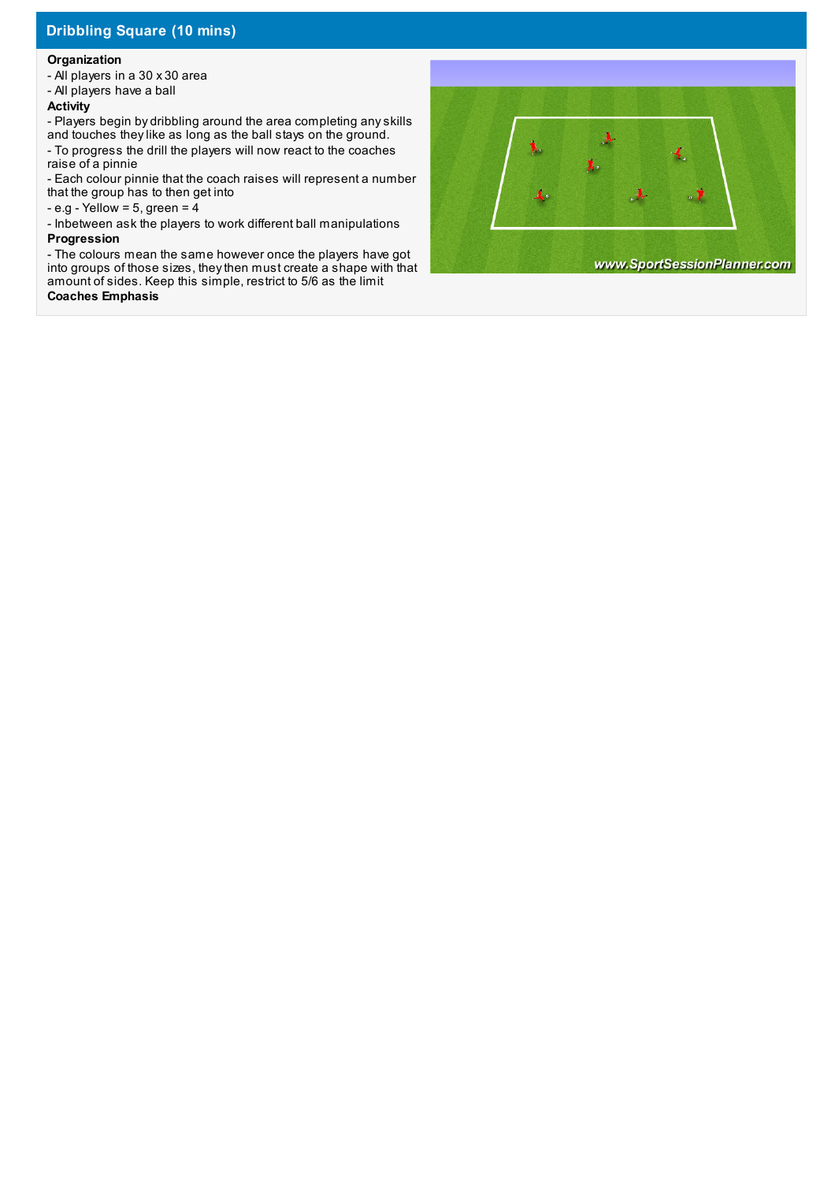## Dribbling Square (10 mins)

**Organization**

- All players in a 30 x 30 area
- All players have a ball

**Activity**

- Players begin by dribbling around the area completing any skills and touches they like as long as the ball stays on the ground.
- To progress the drill the players will now react to the coaches raise of a pinnie
- Each colour pinnie that the coach raises will represent a number that the group has to then get into
- e.g - Yellow = 5, green = 4
- Inbetween ask the players to work different ball manipulations

**Progression**

- The colours mean the same however once the players have got into groups of those sizes, they then must create a shape with that amount of sides. Keep this simple, restrict to 5/6 as the limit

**Coaches Emphasis**